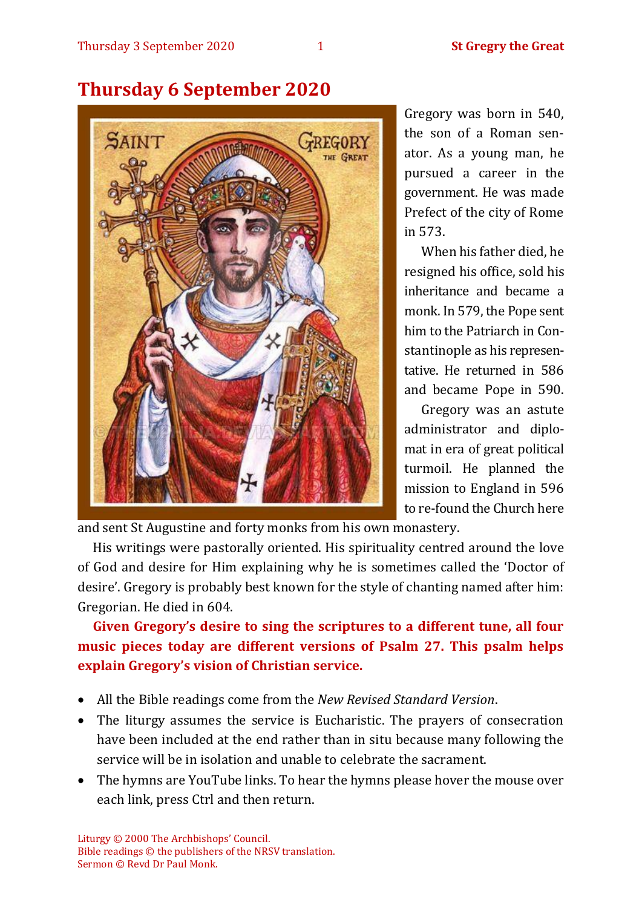# Thursday 6 September 2020

Gregory was born in 540, the son of a Roman senator. As a young man, he pursued a career in the government. He was made Prefect of the city of Rome in 573.

When his father died, he resigned his office, sold his inheritance and became a monk. In 579, the Pope sent him to the Patriarch in Constantinople as his representative. He returned in 586 and became Pope in 590.

Gregory was an astute administrator and diplomat in era of great political turmoil. He planned the mission to England in 596 to re-found the Church here and sent St Augustine and forty monks from his own monastery.

His writings were pastorally oriented. His spirituality centred around the love of God and desire for Him explaining why he is sometimes called the 'Doctor of desire'. Gregory is probably best known for the style of chanting named after him: Gregorian. He died in 604.

**Given Gregory's desire to sing the scriptures to a different tune, all four music pieces today are different versions of Psalm 27. This psalm helps explain Gregory's vision of Christian service.**

- All the Bible readings come from the *New Revised Standard Version*.
- The liturgy assumes the service is Eucharistic. The prayers of consecration have been included at the end rather than in situ because many following the service will be in isolation and unable to celebrate the sacrament.
- The hymns are YouTube links. To hear the hymns please hover the mouse over each link, press Ctrl and then return.

Liturgy © 2000 The Archbishops' Council.
Bible readings © the publishers of the NRSV translation.
Sermon © Revd Dr Paul Monk.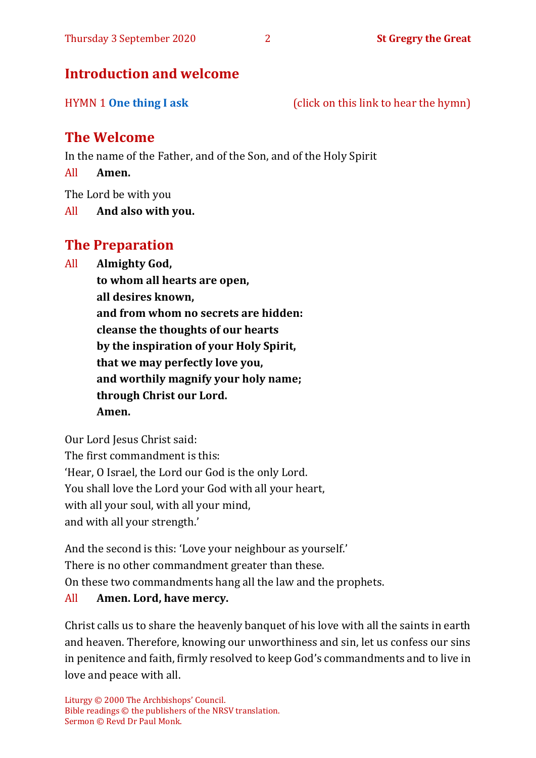## Introduction and welcome

HYMN 1 **One thing I ask** (click on this link to hear the hymn)

## The Welcome

In the name of the Father, and of the Son, and of the Holy Spirit

All **Amen.**

The Lord be with you

All **And also with you.**

## The Preparation

All **Almighty God,**
**to whom all hearts are open,**
**all desires known,**
**and from whom no secrets are hidden:**
**cleanse the thoughts of our hearts**
**by the inspiration of your Holy Spirit,**
**that we may perfectly love you,**
**and worthily magnify your holy name;**
**through Christ our Lord.**
**Amen.**

Our Lord Jesus Christ said:
The first commandment is this:
'Hear, O Israel, the Lord our God is the only Lord.
You shall love the Lord your God with all your heart,
with all your soul, with all your mind,
and with all your strength.'

And the second is this: 'Love your neighbour as yourself.'
There is no other commandment greater than these.
On these two commandments hang all the law and the prophets.

All **Amen. Lord, have mercy.**

Christ calls us to share the heavenly banquet of his love with all the saints in earth and heaven. Therefore, knowing our unworthiness and sin, let us confess our sins in penitence and faith, firmly resolved to keep God's commandments and to live in love and peace with all.

Liturgy © 2000 The Archbishops' Council.
Bible readings © the publishers of the NRSV translation.
Sermon © Revd Dr Paul Monk.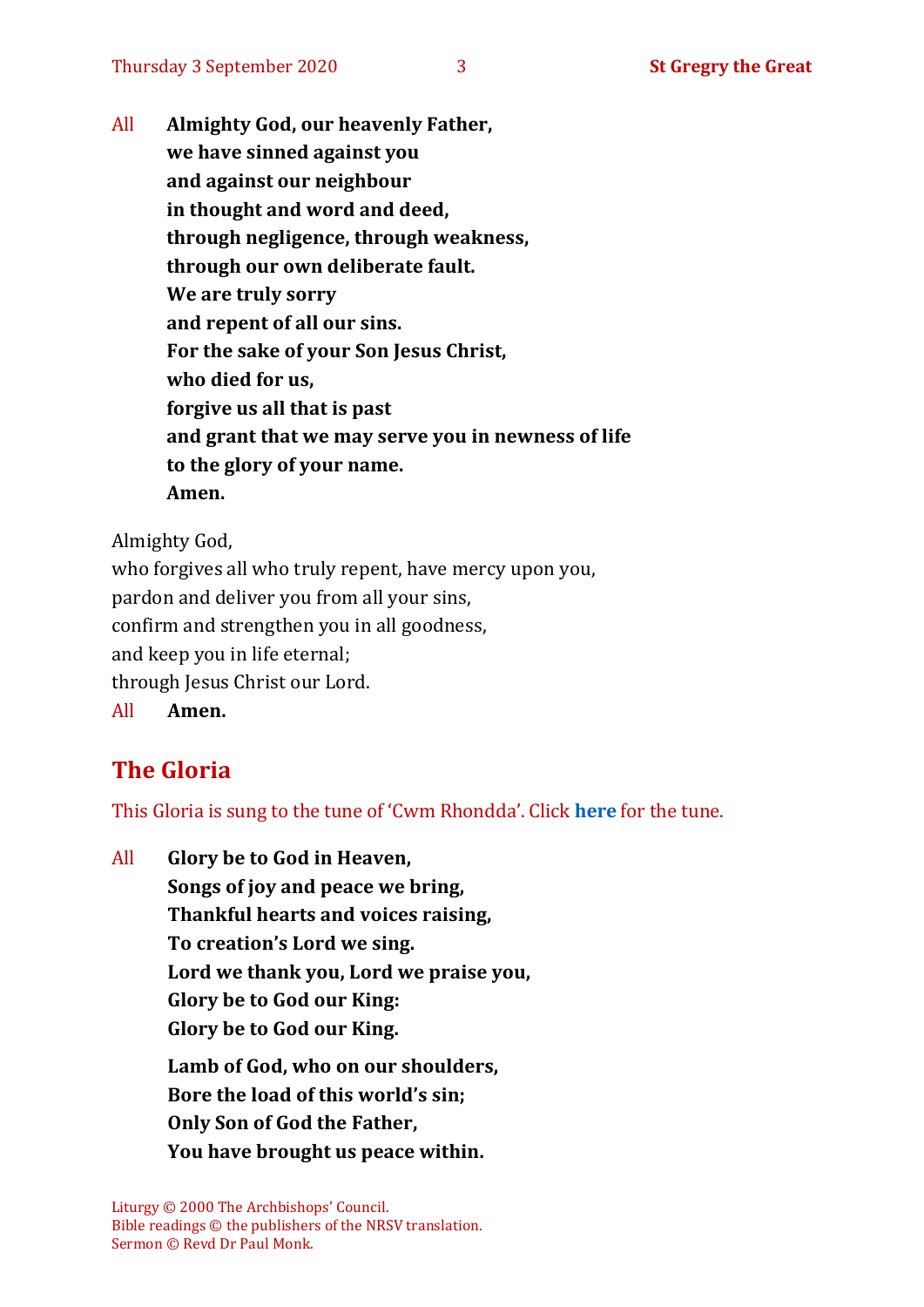All **Almighty God, our heavenly Father,**
**we have sinned against you**
**and against our neighbour**
**in thought and word and deed,**
**through negligence, through weakness,**
**through our own deliberate fault.**
**We are truly sorry**
**and repent of all our sins.**
**For the sake of your Son Jesus Christ,**
**who died for us,**
**forgive us all that is past**
**and grant that we may serve you in newness of life**
**to the glory of your name.**
**Amen.**

Almighty God,
who forgives all who truly repent, have mercy upon you,
pardon and deliver you from all your sins,
confirm and strengthen you in all goodness,
and keep you in life eternal;
through Jesus Christ our Lord.

All **Amen.**

## The Gloria

This Gloria is sung to the tune of 'Cwm Rhondda'. Click **here** for the tune.

All **Glory be to God in Heaven,**
**Songs of joy and peace we bring,**
**Thankful hearts and voices raising,**
**To creation's Lord we sing.**
**Lord we thank you, Lord we praise you,**
**Glory be to God our King:**
**Glory be to God our King.**

**Lamb of God, who on our shoulders,**
**Bore the load of this world's sin;**
**Only Son of God the Father,**
**You have brought us peace within.**

Liturgy © 2000 The Archbishops' Council.
Bible readings © the publishers of the NRSV translation.
Sermon © Revd Dr Paul Monk.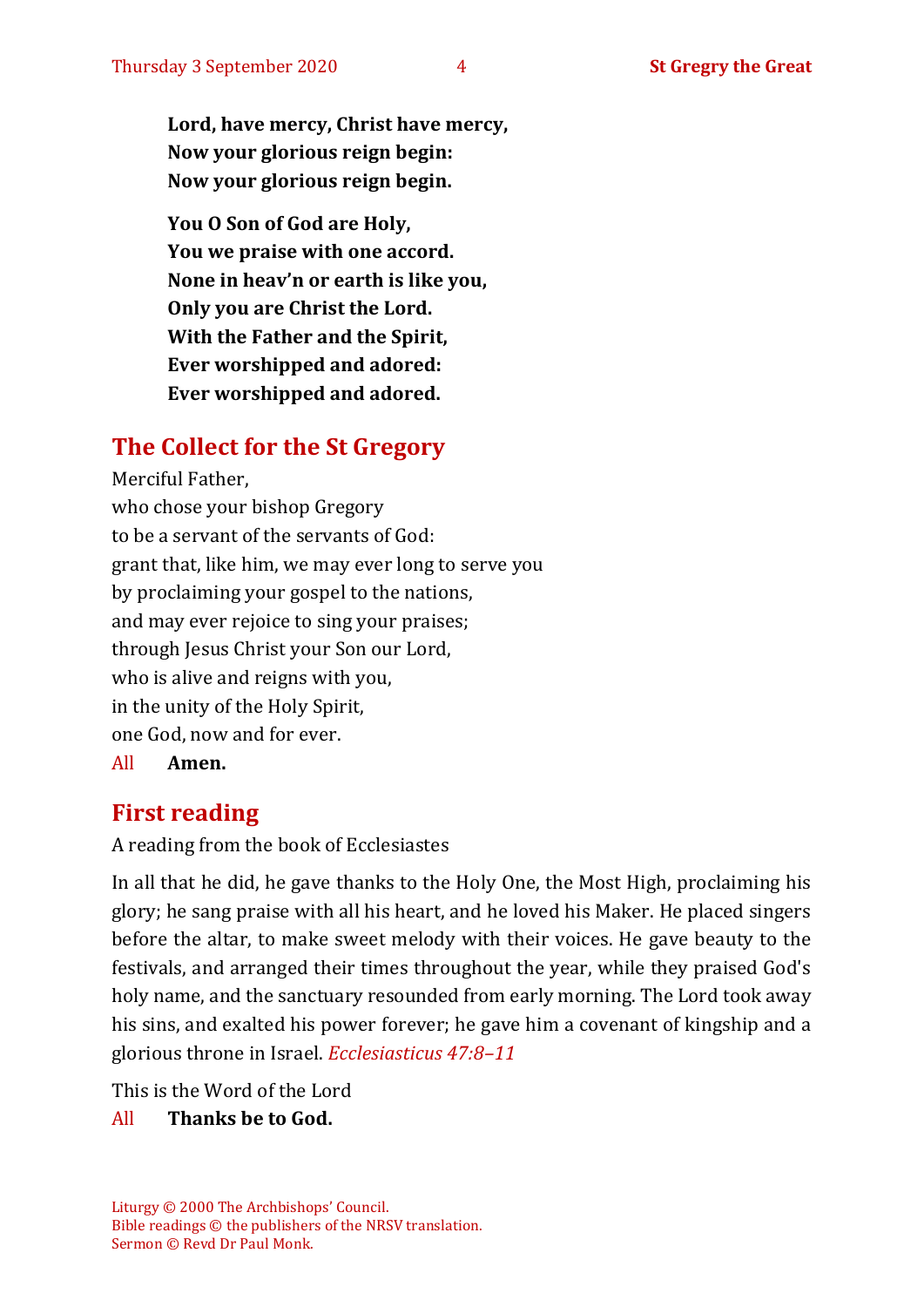**Lord, have mercy, Christ have mercy,**
**Now your glorious reign begin:**
**Now your glorious reign begin.**

**You O Son of God are Holy,**
**You we praise with one accord.**
**None in heav'n or earth is like you,**
**Only you are Christ the Lord.**
**With the Father and the Spirit,**
**Ever worshipped and adored:**
**Ever worshipped and adored.**

## The Collect for the St Gregory

Merciful Father,
who chose your bishop Gregory
to be a servant of the servants of God:
grant that, like him, we may ever long to serve you
by proclaiming your gospel to the nations,
and may ever rejoice to sing your praises;
through Jesus Christ your Son our Lord,
who is alive and reigns with you,
in the unity of the Holy Spirit,
one God, now and for ever.

All **Amen.**

## First reading

A reading from the book of Ecclesiastes

In all that he did, he gave thanks to the Holy One, the Most High, proclaiming his glory; he sang praise with all his heart, and he loved his Maker. He placed singers before the altar, to make sweet melody with their voices. He gave beauty to the festivals, and arranged their times throughout the year, while they praised God's holy name, and the sanctuary resounded from early morning. The Lord took away his sins, and exalted his power forever; he gave him a covenant of kingship and a glorious throne in Israel. *Ecclesiasticus 47:8–11*

This is the Word of the Lord

All **Thanks be to God.**

Liturgy © 2000 The Archbishops' Council.
Bible readings © the publishers of the NRSV translation.
Sermon © Revd Dr Paul Monk.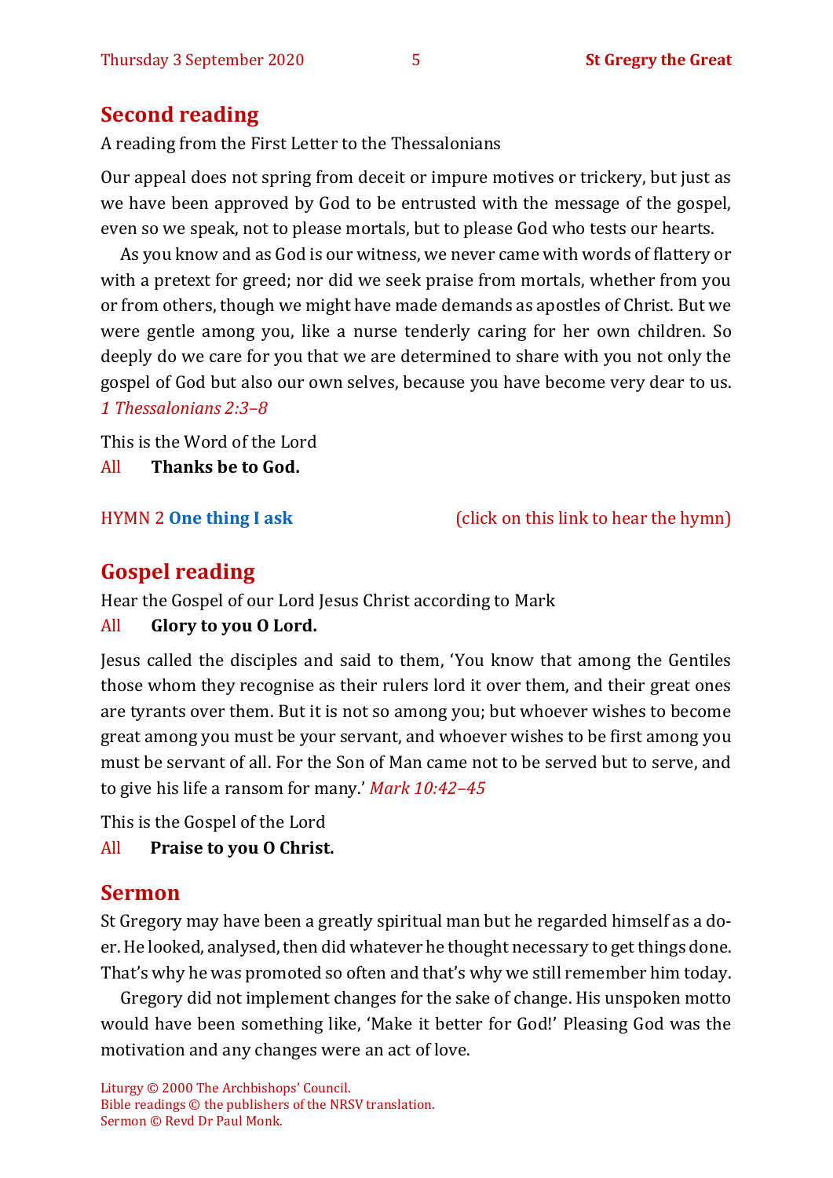## Second reading

A reading from the First Letter to the Thessalonians

Our appeal does not spring from deceit or impure motives or trickery, but just as we have been approved by God to be entrusted with the message of the gospel, even so we speak, not to please mortals, but to please God who tests our hearts.

As you know and as God is our witness, we never came with words of flattery or with a pretext for greed; nor did we seek praise from mortals, whether from you or from others, though we might have made demands as apostles of Christ. But we were gentle among you, like a nurse tenderly caring for her own children. So deeply do we care for you that we are determined to share with you not only the gospel of God but also our own selves, because you have become very dear to us. *1 Thessalonians 2:3–8*

This is the Word of the Lord
All **Thanks be to God.**

HYMN 2 **One thing I ask** (click on this link to hear the hymn)

## Gospel reading

Hear the Gospel of our Lord Jesus Christ according to Mark
All **Glory to you O Lord.**

Jesus called the disciples and said to them, 'You know that among the Gentiles those whom they recognise as their rulers lord it over them, and their great ones are tyrants over them. But it is not so among you; but whoever wishes to become great among you must be your servant, and whoever wishes to be first among you must be servant of all. For the Son of Man came not to be served but to serve, and to give his life a ransom for many.' *Mark 10:42–45*

This is the Gospel of the Lord
All **Praise to you O Christ.**

## Sermon

St Gregory may have been a greatly spiritual man but he regarded himself as a doer. He looked, analysed, then did whatever he thought necessary to get things done. That's why he was promoted so often and that's why we still remember him today.

Gregory did not implement changes for the sake of change. His unspoken motto would have been something like, 'Make it better for God!' Pleasing God was the motivation and any changes were an act of love.

Liturgy © 2000 The Archbishops' Council.
Bible readings © the publishers of the NRSV translation.
Sermon © Revd Dr Paul Monk.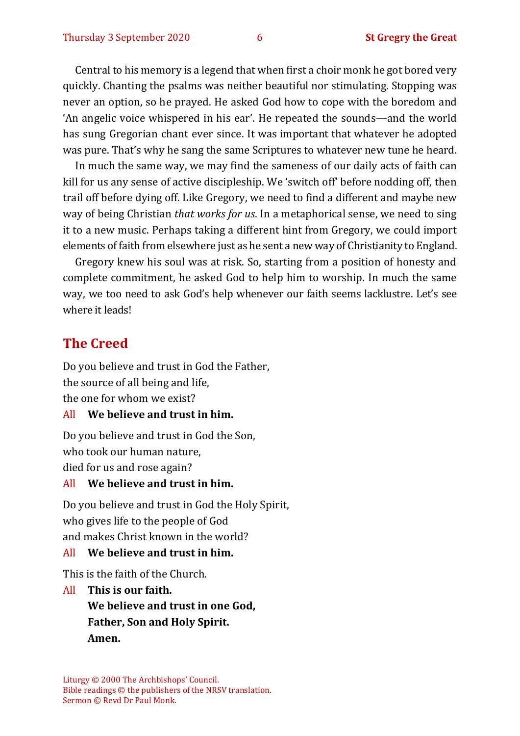Central to his memory is a legend that when first a choir monk he got bored very quickly. Chanting the psalms was neither beautiful nor stimulating. Stopping was never an option, so he prayed. He asked God how to cope with the boredom and 'An angelic voice whispered in his ear'. He repeated the sounds—and the world has sung Gregorian chant ever since. It was important that whatever he adopted was pure. That's why he sang the same Scriptures to whatever new tune he heard.

In much the same way, we may find the sameness of our daily acts of faith can kill for us any sense of active discipleship. We 'switch off' before nodding off, then trail off before dying off. Like Gregory, we need to find a different and maybe new way of being Christian *that works for us*. In a metaphorical sense, we need to sing it to a new music. Perhaps taking a different hint from Gregory, we could import elements of faith from elsewhere just as he sent a new way of Christianity to England.

Gregory knew his soul was at risk. So, starting from a position of honesty and complete commitment, he asked God to help him to worship. In much the same way, we too need to ask God's help whenever our faith seems lacklustre. Let's see where it leads!

## The Creed

Do you believe and trust in God the Father,
the source of all being and life,
the one for whom we exist?

All **We believe and trust in him.**

Do you believe and trust in God the Son,
who took our human nature,
died for us and rose again?

All **We believe and trust in him.**

Do you believe and trust in God the Holy Spirit,
who gives life to the people of God
and makes Christ known in the world?

All **We believe and trust in him.**

This is the faith of the Church.

All **This is our faith.**
**We believe and trust in one God,**
**Father, Son and Holy Spirit.**
**Amen.**

Liturgy © 2000 The Archbishops' Council.
Bible readings © the publishers of the NRSV translation.
Sermon © Revd Dr Paul Monk.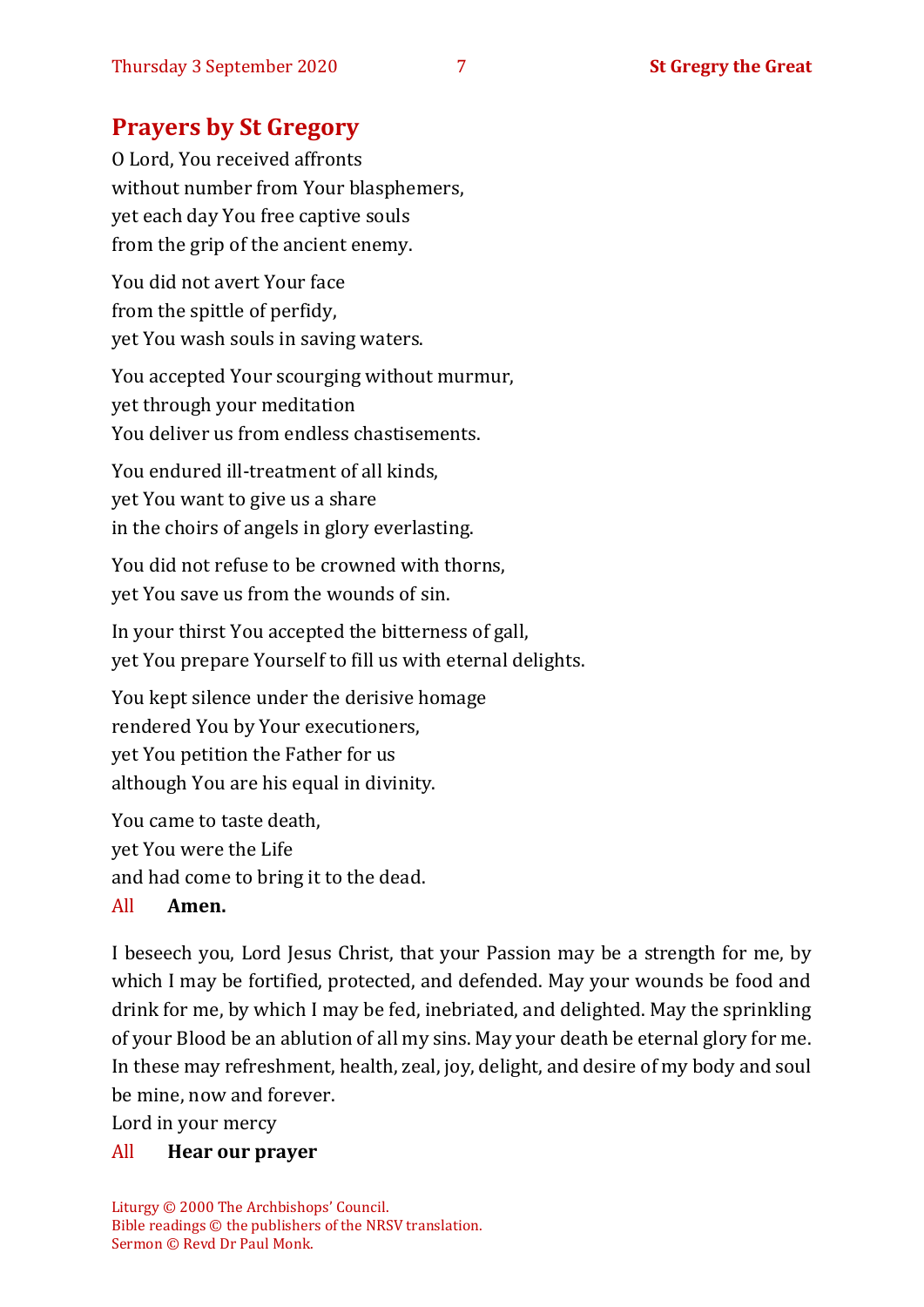## Prayers by St Gregory

O Lord, You received affronts
without number from Your blasphemers,
yet each day You free captive souls
from the grip of the ancient enemy.

You did not avert Your face
from the spittle of perfidy,
yet You wash souls in saving waters.

You accepted Your scourging without murmur,
yet through your meditation
You deliver us from endless chastisements.

You endured ill-treatment of all kinds,
yet You want to give us a share
in the choirs of angels in glory everlasting.

You did not refuse to be crowned with thorns,
yet You save us from the wounds of sin.

In your thirst You accepted the bitterness of gall,
yet You prepare Yourself to fill us with eternal delights.

You kept silence under the derisive homage
rendered You by Your executioners,
yet You petition the Father for us
although You are his equal in divinity.

You came to taste death,
yet You were the Life
and had come to bring it to the dead.

All **Amen.**

I beseech you, Lord Jesus Christ, that your Passion may be a strength for me, by which I may be fortified, protected, and defended. May your wounds be food and drink for me, by which I may be fed, inebriated, and delighted. May the sprinkling of your Blood be an ablution of all my sins. May your death be eternal glory for me. In these may refreshment, health, zeal, joy, delight, and desire of my body and soul be mine, now and forever.
Lord in your mercy

All **Hear our prayer**

Liturgy © 2000 The Archbishops' Council.
Bible readings © the publishers of the NRSV translation.
Sermon © Revd Dr Paul Monk.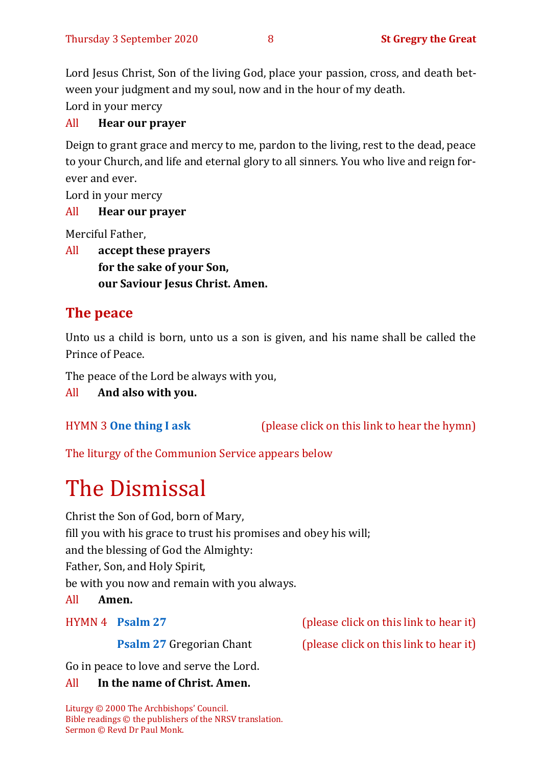Lord Jesus Christ, Son of the living God, place your passion, cross, and death between your judgment and my soul, now and in the hour of my death.

Lord in your mercy

All **Hear our prayer**

Deign to grant grace and mercy to me, pardon to the living, rest to the dead, peace to your Church, and life and eternal glory to all sinners. You who live and reign forever and ever.

Lord in your mercy

All **Hear our prayer**

Merciful Father,

All **accept these prayers**
**for the sake of your Son,**
**our Saviour Jesus Christ. Amen.**

## The peace

Unto us a child is born, unto us a son is given, and his name shall be called the Prince of Peace.

The peace of the Lord be always with you,

All **And also with you.**

HYMN 3 **One thing I ask** (please click on this link to hear the hymn)

The liturgy of the Communion Service appears below

# The Dismissal

Christ the Son of God, born of Mary,
fill you with his grace to trust his promises and obey his will;
and the blessing of God the Almighty:
Father, Son, and Holy Spirit,
be with you now and remain with you always.

All **Amen.**

HYMN 4 **Psalm 27** (please click on this link to hear it)

**Psalm 27** Gregorian Chant (please click on this link to hear it)

Go in peace to love and serve the Lord.

All **In the name of Christ. Amen.**

Liturgy © 2000 The Archbishops' Council.
Bible readings © the publishers of the NRSV translation.
Sermon © Revd Dr Paul Monk.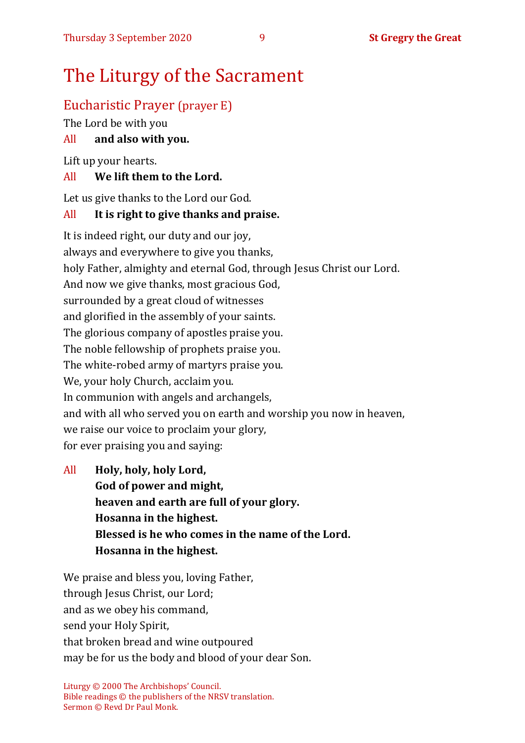# The Liturgy of the Sacrament

## Eucharistic Prayer (prayer E)

The Lord be with you

All **and also with you.**

Lift up your hearts.

All **We lift them to the Lord.**

Let us give thanks to the Lord our God.

All **It is right to give thanks and praise.**

It is indeed right, our duty and our joy,
always and everywhere to give you thanks,
holy Father, almighty and eternal God, through Jesus Christ our Lord.
And now we give thanks, most gracious God,
surrounded by a great cloud of witnesses
and glorified in the assembly of your saints.
The glorious company of apostles praise you.
The noble fellowship of prophets praise you.
The white-robed army of martyrs praise you.
We, your holy Church, acclaim you.
In communion with angels and archangels,
and with all who served you on earth and worship you now in heaven,
we raise our voice to proclaim your glory,
for ever praising you and saying:

All **Holy, holy, holy Lord,**
**God of power and might,**
**heaven and earth are full of your glory.**
**Hosanna in the highest.**
**Blessed is he who comes in the name of the Lord.**
**Hosanna in the highest.**

We praise and bless you, loving Father,
through Jesus Christ, our Lord;
and as we obey his command,
send your Holy Spirit,
that broken bread and wine outpoured
may be for us the body and blood of your dear Son.

Liturgy © 2000 The Archbishops' Council.
Bible readings © the publishers of the NRSV translation.
Sermon © Revd Dr Paul Monk.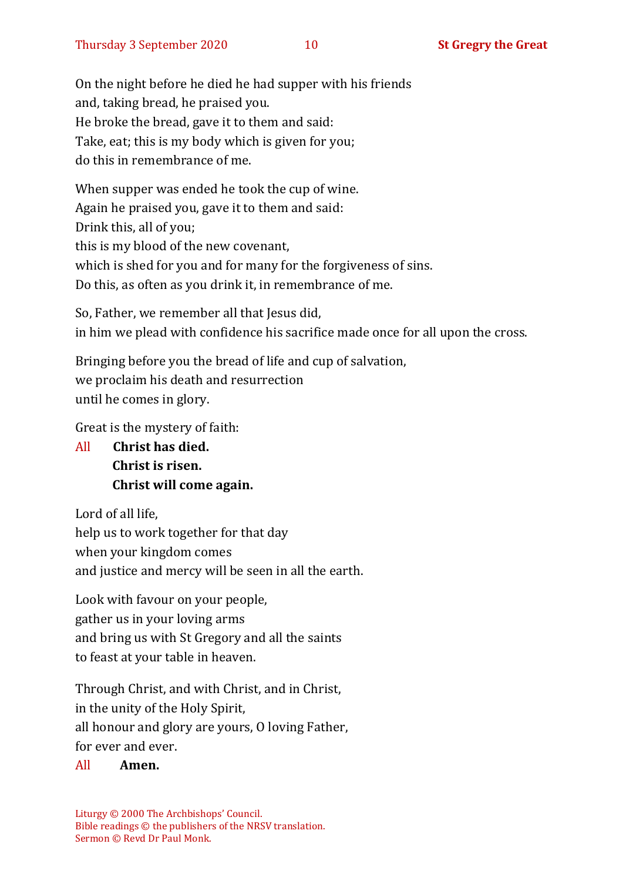On the night before he died he had supper with his friends
and, taking bread, he praised you.
He broke the bread, gave it to them and said:
Take, eat; this is my body which is given for you;
do this in remembrance of me.

When supper was ended he took the cup of wine.
Again he praised you, gave it to them and said:
Drink this, all of you;
this is my blood of the new covenant,
which is shed for you and for many for the forgiveness of sins.
Do this, as often as you drink it, in remembrance of me.

So, Father, we remember all that Jesus did,
in him we plead with confidence his sacrifice made once for all upon the cross.

Bringing before you the bread of life and cup of salvation,
we proclaim his death and resurrection
until he comes in glory.

Great is the mystery of faith:

All **Christ has died.**
**Christ is risen.**
**Christ will come again.**

Lord of all life,
help us to work together for that day
when your kingdom comes
and justice and mercy will be seen in all the earth.

Look with favour on your people,
gather us in your loving arms
and bring us with St Gregory and all the saints
to feast at your table in heaven.

Through Christ, and with Christ, and in Christ,
in the unity of the Holy Spirit,
all honour and glory are yours, O loving Father,
for ever and ever.

All **Amen.**

Liturgy © 2000 The Archbishops' Council.
Bible readings © the publishers of the NRSV translation.
Sermon © Revd Dr Paul Monk.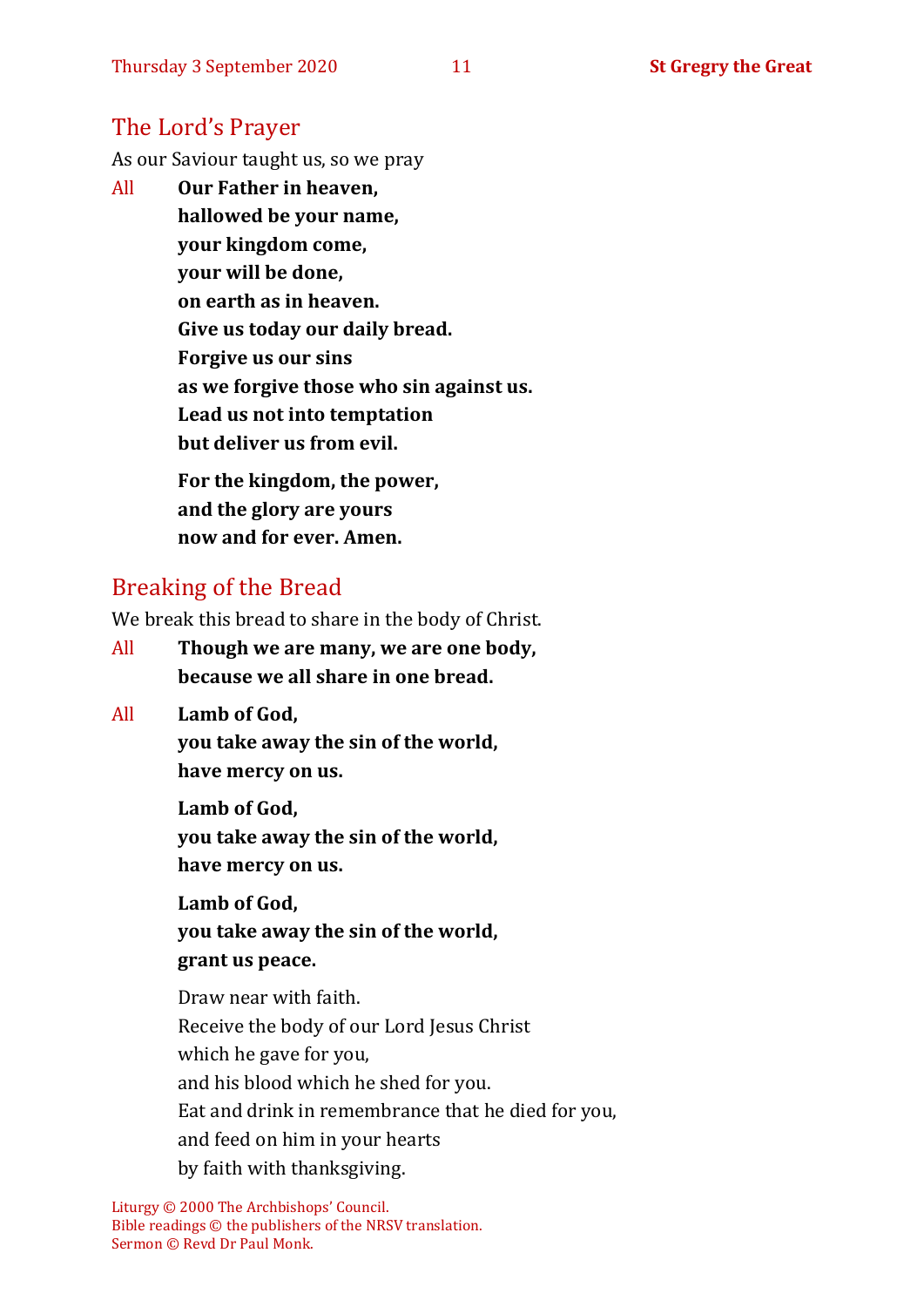## The Lord's Prayer

As our Saviour taught us, so we pray

All **Our Father in heaven,**
**hallowed be your name,**
**your kingdom come,**
**your will be done,**
**on earth as in heaven.**
**Give us today our daily bread.**
**Forgive us our sins**
**as we forgive those who sin against us.**
**Lead us not into temptation**
**but deliver us from evil.**

**For the kingdom, the power,**
**and the glory are yours**
**now and for ever. Amen.**

## Breaking of the Bread

We break this bread to share in the body of Christ.

All **Though we are many, we are one body,**
**because we all share in one bread.**

All **Lamb of God,**
**you take away the sin of the world,**
**have mercy on us.**

**Lamb of God,**
**you take away the sin of the world,**
**have mercy on us.**

**Lamb of God,**
**you take away the sin of the world,**
**grant us peace.**

Draw near with faith.
Receive the body of our Lord Jesus Christ
which he gave for you,
and his blood which he shed for you.
Eat and drink in remembrance that he died for you,
and feed on him in your hearts
by faith with thanksgiving.

Liturgy © 2000 The Archbishops' Council.
Bible readings © the publishers of the NRSV translation.
Sermon © Revd Dr Paul Monk.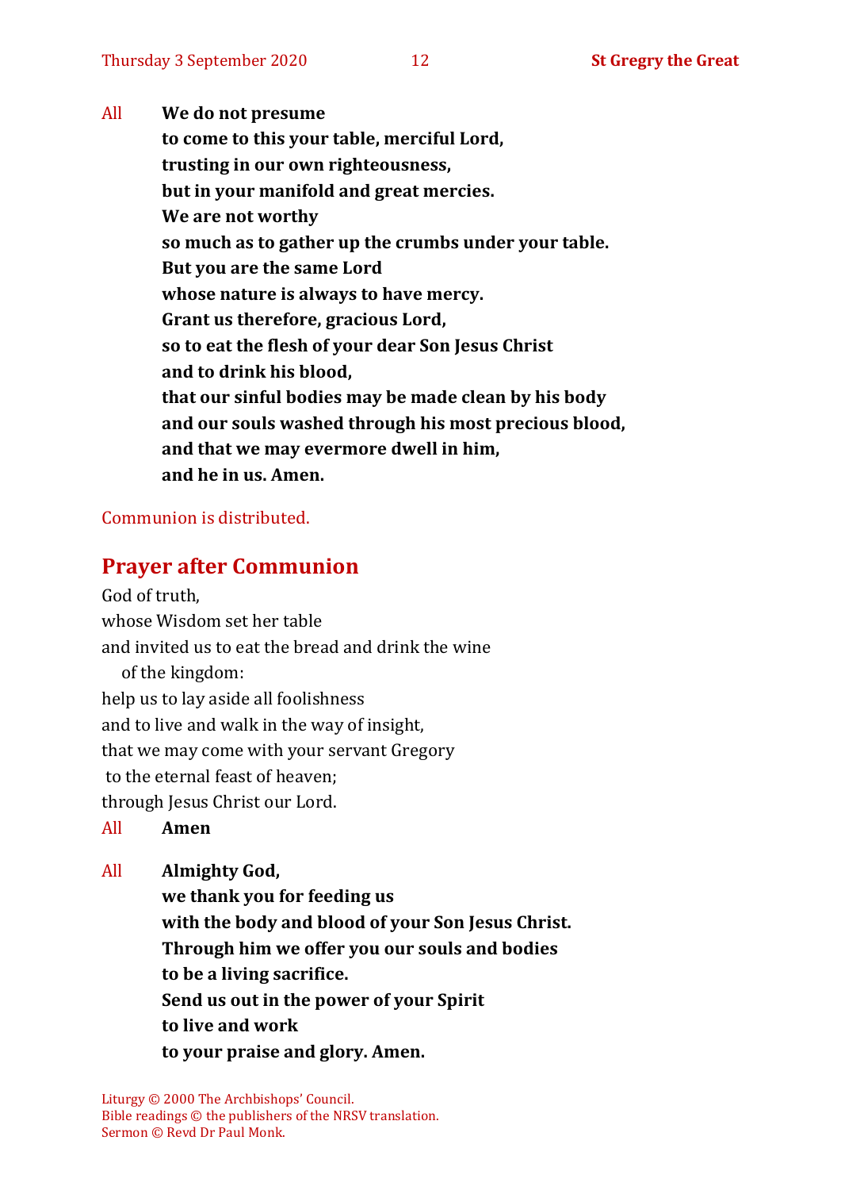All **We do not presume**
**to come to this your table, merciful Lord,**
**trusting in our own righteousness,**
**but in your manifold and great mercies.**
**We are not worthy**
**so much as to gather up the crumbs under your table.**
**But you are the same Lord**
**whose nature is always to have mercy.**
**Grant us therefore, gracious Lord,**
**so to eat the flesh of your dear Son Jesus Christ**
**and to drink his blood,**
**that our sinful bodies may be made clean by his body**
**and our souls washed through his most precious blood,**
**and that we may evermore dwell in him,**
**and he in us. Amen.**

Communion is distributed.

## Prayer after Communion

God of truth,
whose Wisdom set her table
and invited us to eat the bread and drink the wine
of the kingdom:
help us to lay aside all foolishness
and to live and walk in the way of insight,
that we may come with your servant Gregory
to the eternal feast of heaven;
through Jesus Christ our Lord.

All **Amen**

All **Almighty God,**
**we thank you for feeding us**
**with the body and blood of your Son Jesus Christ.**
**Through him we offer you our souls and bodies**
**to be a living sacrifice.**
**Send us out in the power of your Spirit**
**to live and work**
**to your praise and glory. Amen.**

Liturgy © 2000 The Archbishops' Council.
Bible readings © the publishers of the NRSV translation.
Sermon © Revd Dr Paul Monk.